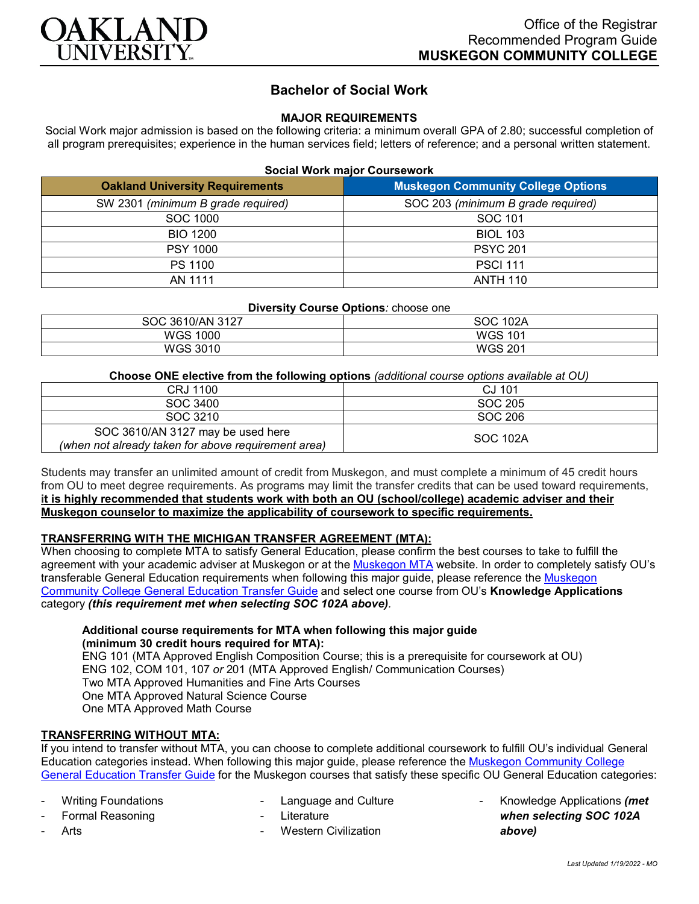Office of the Registrar
Recommended Program Guide
**MUSKEGON COMMUNITY COLLEGE**

# Bachelor of Social Work

## MAJOR REQUIREMENTS

Social Work major admission is based on the following criteria: a minimum overall GPA of 2.80; successful completion of all program prerequisites; experience in the human services field; letters of reference; and a personal written statement.

**Social Work major Coursework**

| Oakland University Requirements | Muskegon Community College Options |
|---|---|
| SW 2301 *(minimum B grade required)* | SOC 203 *(minimum B grade required)* |
| SOC 1000 | SOC 101 |
| BIO 1200 | BIOL 103 |
| PSY 1000 | PSYC 201 |
| PS 1100 | PSCI 111 |
| AN 1111 | ANTH 110 |

**Diversity Course Options***:* choose one

| | |
|---|---|
| SOC 3610/AN 3127 | SOC 102A |
| WGS 1000 | WGS 101 |
| WGS 3010 | WGS 201 |

**Choose ONE elective from the following options** *(additional course options available at OU)*

| | |
|---|---|
| CRJ 1100 | CJ 101 |
| SOC 3400 | SOC 205 |
| SOC 3210 | SOC 206 |
| SOC 3610/AN 3127 may be used here *(when not already taken for above requirement area)* | SOC 102A |

Students may transfer an unlimited amount of credit from Muskegon, and must complete a minimum of 45 credit hours from OU to meet degree requirements. As programs may limit the transfer credits that can be used toward requirements, **it is highly recommended that students work with both an OU (school/college) academic adviser and their Muskegon counselor to maximize the applicability of coursework to specific requirements.**

### TRANSFERRING WITH THE MICHIGAN TRANSFER AGREEMENT (MTA):

When choosing to complete MTA to satisfy General Education, please confirm the best courses to take to fulfill the agreement with your academic adviser at Muskegon or at the Muskegon MTA website. In order to completely satisfy OU's transferable General Education requirements when following this major guide, please reference the Muskegon Community College General Education Transfer Guide and select one course from OU's **Knowledge Applications** category ***(this requirement met when selecting SOC 102A above)***.

**Additional course requirements for MTA when following this major guide (minimum 30 credit hours required for MTA):**
ENG 101 (MTA Approved English Composition Course; this is a prerequisite for coursework at OU)
ENG 102, COM 101, 107 *or* 201 (MTA Approved English/ Communication Courses)
Two MTA Approved Humanities and Fine Arts Courses
One MTA Approved Natural Science Course
One MTA Approved Math Course

### TRANSFERRING WITHOUT MTA:

If you intend to transfer without MTA, you can choose to complete additional coursework to fulfill OU's individual General Education categories instead. When following this major guide, please reference the Muskegon Community College General Education Transfer Guide for the Muskegon courses that satisfy these specific OU General Education categories:

- Writing Foundations
- Formal Reasoning
- Arts
- Language and Culture
- Literature
- Western Civilization
- Knowledge Applications ***(met when selecting SOC 102A above)***

*Last Updated 1/19/2022 - MO*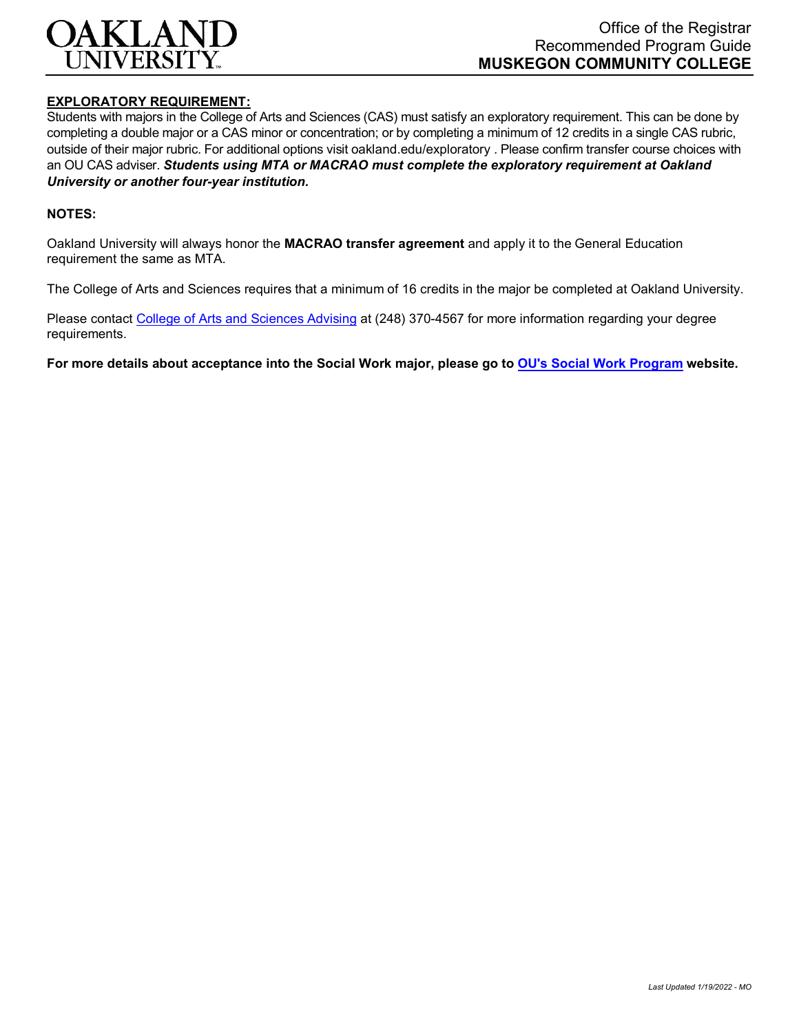**EXPLORATORY REQUIREMENT:**

Students with majors in the College of Arts and Sciences (CAS) must satisfy an exploratory requirement. This can be done by completing a double major or a CAS minor or concentration; or by completing a minimum of 12 credits in a single CAS rubric, outside of their major rubric. For additional options visit oakland.edu/exploratory . Please confirm transfer course choices with an OU CAS adviser. ***Students using MTA or MACRAO must complete the exploratory requirement at Oakland University or another four-year institution.***

**NOTES:**

Oakland University will always honor the **MACRAO transfer agreement** and apply it to the General Education requirement the same as MTA.

The College of Arts and Sciences requires that a minimum of 16 credits in the major be completed at Oakland University.

Please contact College of Arts and Sciences Advising at (248) 370-4567 for more information regarding your degree requirements.

**For more details about acceptance into the Social Work major, please go to OU's Social Work Program website.**

*Last Updated 1/19/2022 - MO*